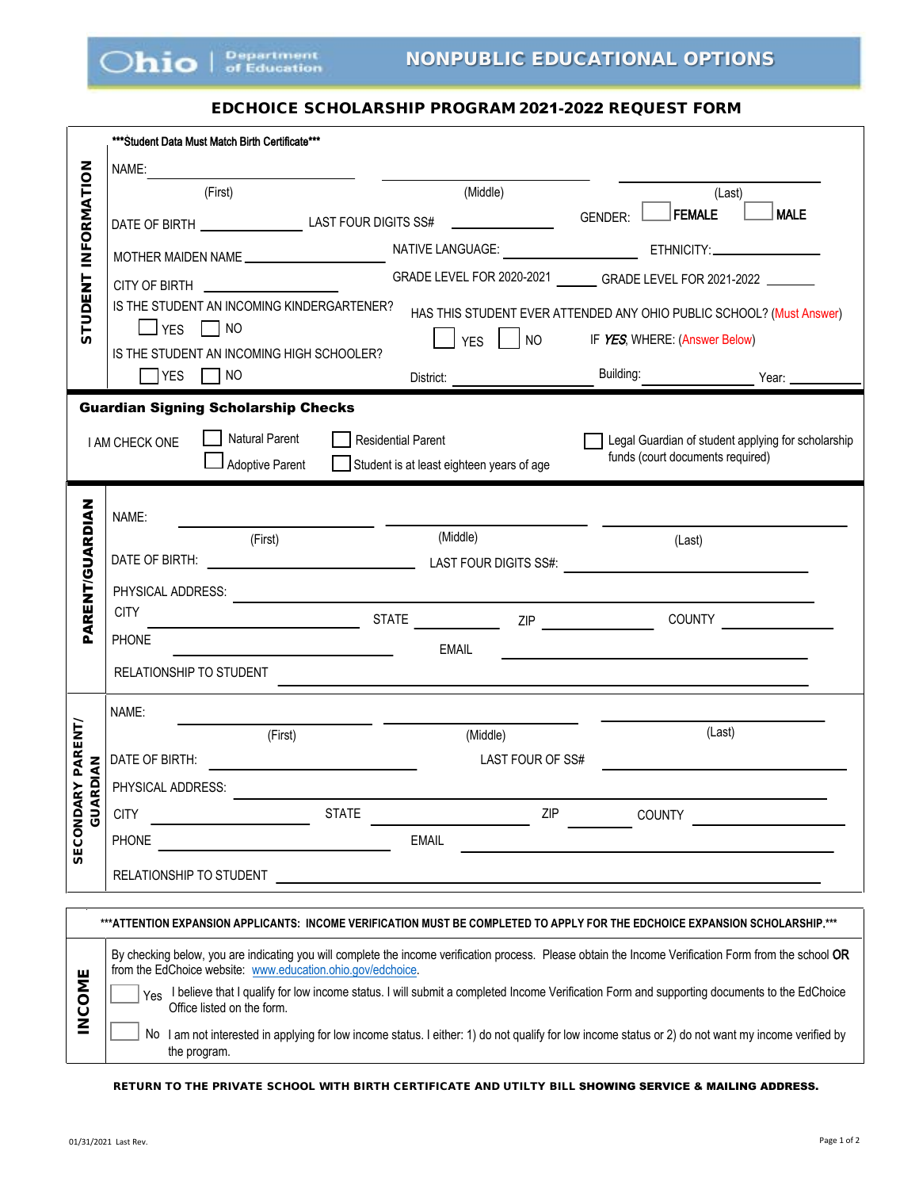Ohio | Department of Education

# NONPUBLIC EDUCATIONAL OPTIONS

## EDCHOICE SCHOLARSHIP PROGRAM 2021-2022 REQUEST FORM

### STUDENT INFORMATION

***Student Data Must Match Birth Certificate***

NAME: ____________________ (First) ____________________ (Middle) ____________________ (Last)

DATE OF BIRTH __________ LAST FOUR DIGITS SS# __________ GENDER: ☐ FEMALE ☐ MALE

MOTHER MAIDEN NAME __________ NATIVE LANGUAGE: __________ ETHNICITY: __________

CITY OF BIRTH __________ GRADE LEVEL FOR 2020-2021 ______ GRADE LEVEL FOR 2021-2022 ______

IS THE STUDENT AN INCOMING KINDERGARTENER? ☐ YES ☐ NO

HAS THIS STUDENT EVER ATTENDED ANY OHIO PUBLIC SCHOOL? (Must Answer) ☐ YES ☐ NO

IF *YES*, WHERE: (Answer Below)

IS THE STUDENT AN INCOMING HIGH SCHOOLER? ☐ YES ☐ NO

District: __________ Building: __________ Year: __________

### Guardian Signing Scholarship Checks

I AM CHECK ONE ☐ Natural Parent ☐ Residential Parent ☐ Legal Guardian of student applying for scholarship funds (court documents required)

☐ Adoptive Parent ☐ Student is at least eighteen years of age

### PARENT/GUARDIAN

NAME: ____________________ (First) ____________________ (Middle) ____________________ (Last)

DATE OF BIRTH: __________ LAST FOUR DIGITS SS#: __________

PHYSICAL ADDRESS: ____________________

CITY __________ STATE __________ ZIP __________ COUNTY __________

PHONE __________ EMAIL __________

RELATIONSHIP TO STUDENT ____________________

### SECONDARY PARENT/ GUARDIAN

NAME: ____________________ (First) ____________________ (Middle) ____________________ (Last)

DATE OF BIRTH: __________ LAST FOUR OF SS# __________

PHYSICAL ADDRESS: ____________________

CITY __________ STATE __________ ZIP __________ COUNTY __________

PHONE __________ EMAIL __________

RELATIONSHIP TO STUDENT ____________________

### INCOME

***ATTENTION EXPANSION APPLICANTS: INCOME VERIFICATION MUST BE COMPLETED TO APPLY FOR THE EDCHOICE EXPANSION SCHOLARSHIP.***

By checking below, you are indicating you will complete the income verification process. Please obtain the Income Verification Form from the school **OR** from the EdChoice website: www.education.ohio.gov/edchoice.

☐ Yes I believe that I qualify for low income status. I will submit a completed Income Verification Form and supporting documents to the EdChoice Office listed on the form.

☐ No I am not interested in applying for low income status. I either: 1) do not qualify for low income status or 2) do not want my income verified by the program.

**RETURN TO THE PRIVATE SCHOOL WITH BIRTH CERTIFICATE AND UTILTY BILL SHOWING SERVICE & MAILING ADDRESS.**

01/31/2021 Last Rev.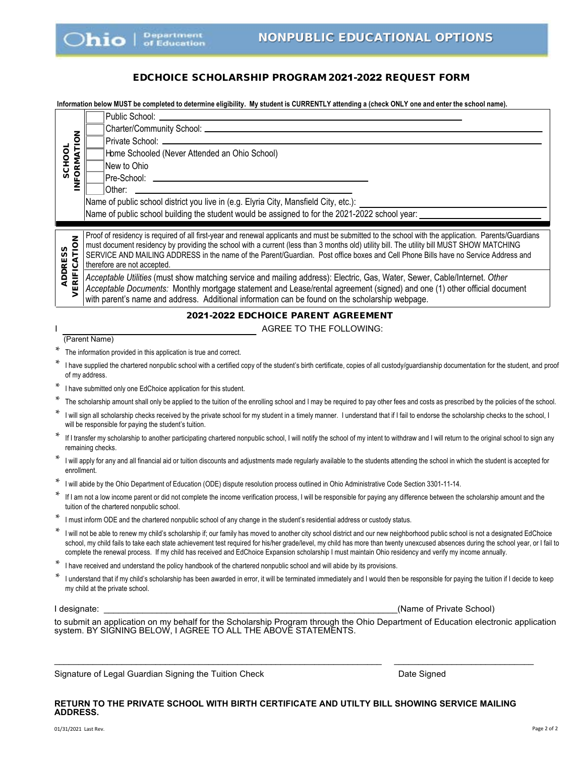Ohio | Department of Education

NONPUBLIC EDUCATIONAL OPTIONS

# EDCHOICE SCHOLARSHIP PROGRAM 2021-2022 REQUEST FORM

**Information below MUST be completed to determine eligibility. My student is CURRENTLY attending a (check ONLY one and enter the school name).**

**SCHOOL INFORMATION**

| | |
|---|---|
| ☐ | Public School: ______________________ |
| ☐ | Charter/Community School: ______________________ |
| ☐ | Private School: ______________________ |
| ☐ | Home Schooled (Never Attended an Ohio School) |
| ☐ | New to Ohio |
| ☐ | Pre-School: ______________________ |
| ☐ | Other: ______________________ |

Name of public school district you live in (e.g. Elyria City, Mansfield City, etc.): ______________________

Name of public school building the student would be assigned to for the 2021-2022 school year: ______________________

**ADDRESS VERIFICATION**

Proof of residency is required of all first-year and renewal applicants and must be submitted to the school with the application. Parents/Guardians must document residency by providing the school with a current (less than 3 months old) utility bill. The utility bill MUST SHOW MATCHING SERVICE AND MAILING ADDRESS in the name of the Parent/Guardian. Post office boxes and Cell Phone Bills have no Service Address and therefore are not accepted.

*Acceptable Utilities* (must show matching service and mailing address): Electric, Gas, Water, Sewer, Cable/Internet. *Other Acceptable Documents:* Monthly mortgage statement and Lease/rental agreement (signed) and one (1) other official document with parent's name and address. Additional information can be found on the scholarship webpage.

## 2021-2022 EDCHOICE PARENT AGREEMENT

I ______________________ AGREE TO THE FOLLOWING:
(Parent Name)

* The information provided in this application is true and correct.
* I have supplied the chartered nonpublic school with a certified copy of the student's birth certificate, copies of all custody/guardianship documentation for the student, and proof of my address.
* I have submitted only one EdChoice application for this student.
* The scholarship amount shall only be applied to the tuition of the enrolling school and I may be required to pay other fees and costs as prescribed by the policies of the school.
* I will sign all scholarship checks received by the private school for my student in a timely manner. I understand that if I fail to endorse the scholarship checks to the school, I will be responsible for paying the student's tuition.
* If I transfer my scholarship to another participating chartered nonpublic school, I will notify the school of my intent to withdraw and I will return to the original school to sign any remaining checks.
* I will apply for any and all financial aid or tuition discounts and adjustments made regularly available to the students attending the school in which the student is accepted for enrollment.
* I will abide by the Ohio Department of Education (ODE) dispute resolution process outlined in Ohio Administrative Code Section 3301-11-14.
* If I am not a low income parent or did not complete the income verification process, I will be responsible for paying any difference between the scholarship amount and the tuition of the chartered nonpublic school.
* I must inform ODE and the chartered nonpublic school of any change in the student's residential address or custody status.
* I will not be able to renew my child's scholarship if; our family has moved to another city school district and our new neighborhood public school is not a designated EdChoice school, my child fails to take each state achievement test required for his/her grade/level, my child has more than twenty unexcused absences during the school year, or I fail to complete the renewal process. If my child has received and EdChoice Expansion scholarship I must maintain Ohio residency and verify my income annually.
* I have received and understand the policy handbook of the chartered nonpublic school and will abide by its provisions.
* I understand that if my child's scholarship has been awarded in error, it will be terminated immediately and I would then be responsible for paying the tuition if I decide to keep my child at the private school.

I designate: ______________________(Name of Private School)

to submit an application on my behalf for the Scholarship Program through the Ohio Department of Education electronic application system. BY SIGNING BELOW, I AGREE TO ALL THE ABOVE STATEMENTS.

______________________ ______________________

Signature of Legal Guardian Signing the Tuition Check Date Signed

**RETURN TO THE PRIVATE SCHOOL WITH BIRTH CERTIFICATE AND UTILTY BILL SHOWING SERVICE MAILING ADDRESS.**

01/31/2021 Last Rev.